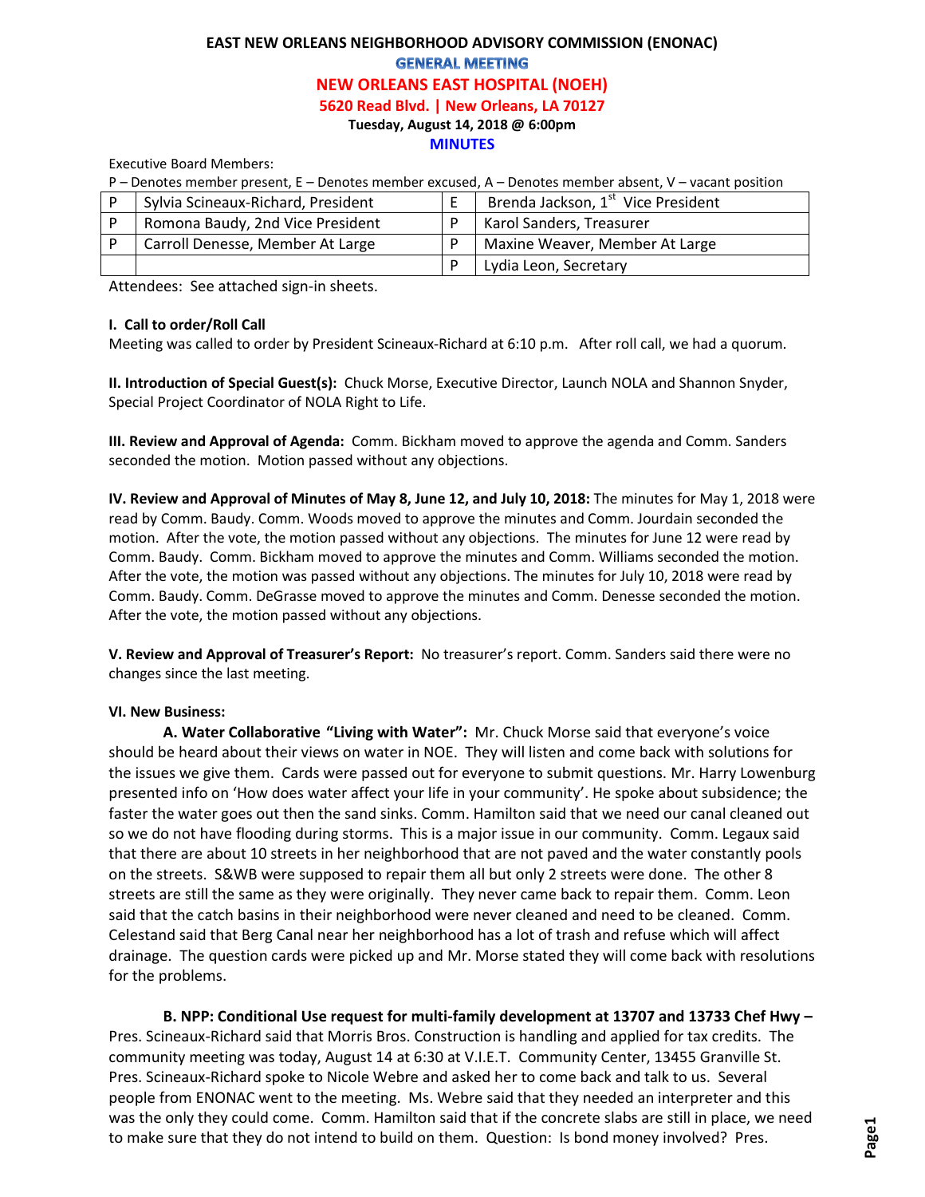# EAST NEW ORLEANS NEIGHBORHOOD ADVISORY COMMISSION (ENONAC)

## GENERAL MEETING

## NEW ORLEANS EAST HOSPITAL (NOEH)

**5620 Read Blvd. | New Orleans, LA 70127**

**Tuesday, August 14, 2018 @ 6:00pm**

**MINUTES**

Executive Board Members:

P – Denotes member present, E – Denotes member excused, A – Denotes member absent, V – vacant position

| | | | |
|---|---|---|---|
| P | Sylvia Scineaux-Richard, President | E | Brenda Jackson, 1st Vice President |
| P | Romona Baudy, 2nd Vice President | P | Karol Sanders, Treasurer |
| P | Carroll Denesse, Member At Large | P | Maxine Weaver, Member At Large |
| | | P | Lydia Leon, Secretary |

Attendees: See attached sign-in sheets.

**I. Call to order/Roll Call**

Meeting was called to order by President Scineaux-Richard at 6:10 p.m. After roll call, we had a quorum.

**II. Introduction of Special Guest(s):** Chuck Morse, Executive Director, Launch NOLA and Shannon Snyder, Special Project Coordinator of NOLA Right to Life.

**III. Review and Approval of Agenda:** Comm. Bickham moved to approve the agenda and Comm. Sanders seconded the motion. Motion passed without any objections.

**IV. Review and Approval of Minutes of May 8, June 12, and July 10, 2018:** The minutes for May 1, 2018 were read by Comm. Baudy. Comm. Woods moved to approve the minutes and Comm. Jourdain seconded the motion. After the vote, the motion passed without any objections. The minutes for June 12 were read by Comm. Baudy. Comm. Bickham moved to approve the minutes and Comm. Williams seconded the motion. After the vote, the motion was passed without any objections. The minutes for July 10, 2018 were read by Comm. Baudy. Comm. DeGrasse moved to approve the minutes and Comm. Denesse seconded the motion. After the vote, the motion passed without any objections.

**V. Review and Approval of Treasurer's Report:** No treasurer's report. Comm. Sanders said there were no changes since the last meeting.

**VI. New Business:**

**A. Water Collaborative "Living with Water":** Mr. Chuck Morse said that everyone's voice should be heard about their views on water in NOE. They will listen and come back with solutions for the issues we give them. Cards were passed out for everyone to submit questions. Mr. Harry Lowenburg presented info on 'How does water affect your life in your community'. He spoke about subsidence; the faster the water goes out then the sand sinks. Comm. Hamilton said that we need our canal cleaned out so we do not have flooding during storms. This is a major issue in our community. Comm. Legaux said that there are about 10 streets in her neighborhood that are not paved and the water constantly pools on the streets. S&WB were supposed to repair them all but only 2 streets were done. The other 8 streets are still the same as they were originally. They never came back to repair them. Comm. Leon said that the catch basins in their neighborhood were never cleaned and need to be cleaned. Comm. Celestand said that Berg Canal near her neighborhood has a lot of trash and refuse which will affect drainage. The question cards were picked up and Mr. Morse stated they will come back with resolutions for the problems.

**B. NPP: Conditional Use request for multi-family development at 13707 and 13733 Chef Hwy –** Pres. Scineaux-Richard said that Morris Bros. Construction is handling and applied for tax credits. The community meeting was today, August 14 at 6:30 at V.I.E.T. Community Center, 13455 Granville St. Pres. Scineaux-Richard spoke to Nicole Webre and asked her to come back and talk to us. Several people from ENONAC went to the meeting. Ms. Webre said that they needed an interpreter and this was the only they could come. Comm. Hamilton said that if the concrete slabs are still in place, we need to make sure that they do not intend to build on them. Question: Is bond money involved? Pres.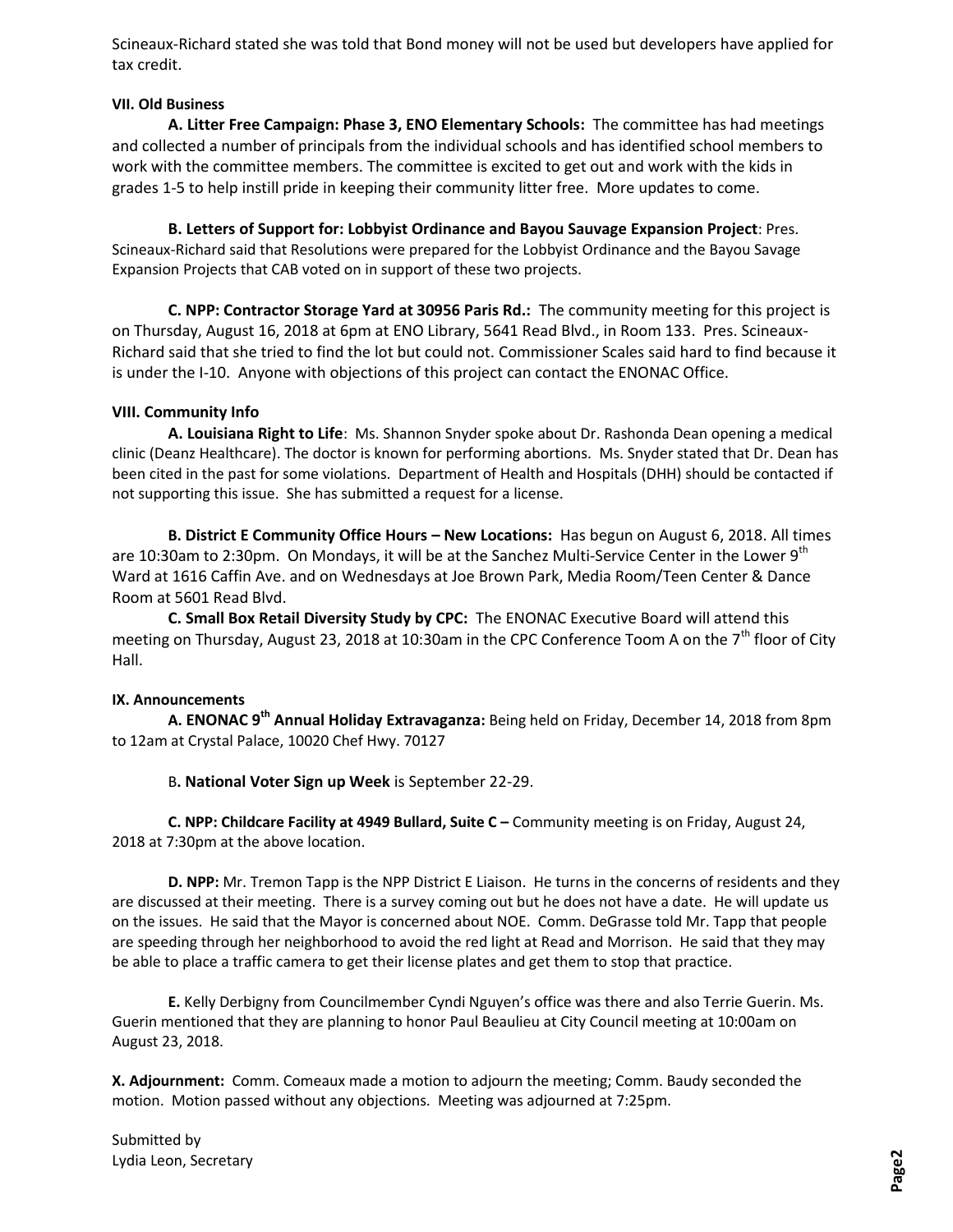Scineaux-Richard stated she was told that Bond money will not be used but developers have applied for tax credit.

**VII. Old Business**

**A. Litter Free Campaign: Phase 3, ENO Elementary Schools:** The committee has had meetings and collected a number of principals from the individual schools and has identified school members to work with the committee members. The committee is excited to get out and work with the kids in grades 1-5 to help instill pride in keeping their community litter free. More updates to come.

**B. Letters of Support for: Lobbyist Ordinance and Bayou Sauvage Expansion Project**: Pres. Scineaux-Richard said that Resolutions were prepared for the Lobbyist Ordinance and the Bayou Savage Expansion Projects that CAB voted on in support of these two projects.

**C. NPP: Contractor Storage Yard at 30956 Paris Rd.:** The community meeting for this project is on Thursday, August 16, 2018 at 6pm at ENO Library, 5641 Read Blvd., in Room 133. Pres. Scineaux-Richard said that she tried to find the lot but could not. Commissioner Scales said hard to find because it is under the I-10. Anyone with objections of this project can contact the ENONAC Office.

**VIII. Community Info**

**A. Louisiana Right to Life**: Ms. Shannon Snyder spoke about Dr. Rashonda Dean opening a medical clinic (Deanz Healthcare). The doctor is known for performing abortions. Ms. Snyder stated that Dr. Dean has been cited in the past for some violations. Department of Health and Hospitals (DHH) should be contacted if not supporting this issue. She has submitted a request for a license.

**B. District E Community Office Hours – New Locations:** Has begun on August 6, 2018. All times are 10:30am to 2:30pm. On Mondays, it will be at the Sanchez Multi-Service Center in the Lower 9th Ward at 1616 Caffin Ave. and on Wednesdays at Joe Brown Park, Media Room/Teen Center & Dance Room at 5601 Read Blvd.

**C. Small Box Retail Diversity Study by CPC:** The ENONAC Executive Board will attend this meeting on Thursday, August 23, 2018 at 10:30am in the CPC Conference Toom A on the 7th floor of City Hall.

**IX. Announcements**

**A. ENONAC 9th Annual Holiday Extravaganza:** Being held on Friday, December 14, 2018 from 8pm to 12am at Crystal Palace, 10020 Chef Hwy. 70127

B**. National Voter Sign up Week** is September 22-29.

**C. NPP: Childcare Facility at 4949 Bullard, Suite C –** Community meeting is on Friday, August 24, 2018 at 7:30pm at the above location.

**D. NPP:** Mr. Tremon Tapp is the NPP District E Liaison. He turns in the concerns of residents and they are discussed at their meeting. There is a survey coming out but he does not have a date. He will update us on the issues. He said that the Mayor is concerned about NOE. Comm. DeGrasse told Mr. Tapp that people are speeding through her neighborhood to avoid the red light at Read and Morrison. He said that they may be able to place a traffic camera to get their license plates and get them to stop that practice.

**E.** Kelly Derbigny from Councilmember Cyndi Nguyen's office was there and also Terrie Guerin. Ms. Guerin mentioned that they are planning to honor Paul Beaulieu at City Council meeting at 10:00am on August 23, 2018.

**X. Adjournment:** Comm. Comeaux made a motion to adjourn the meeting; Comm. Baudy seconded the motion. Motion passed without any objections. Meeting was adjourned at 7:25pm.

Submitted by
Lydia Leon, Secretary